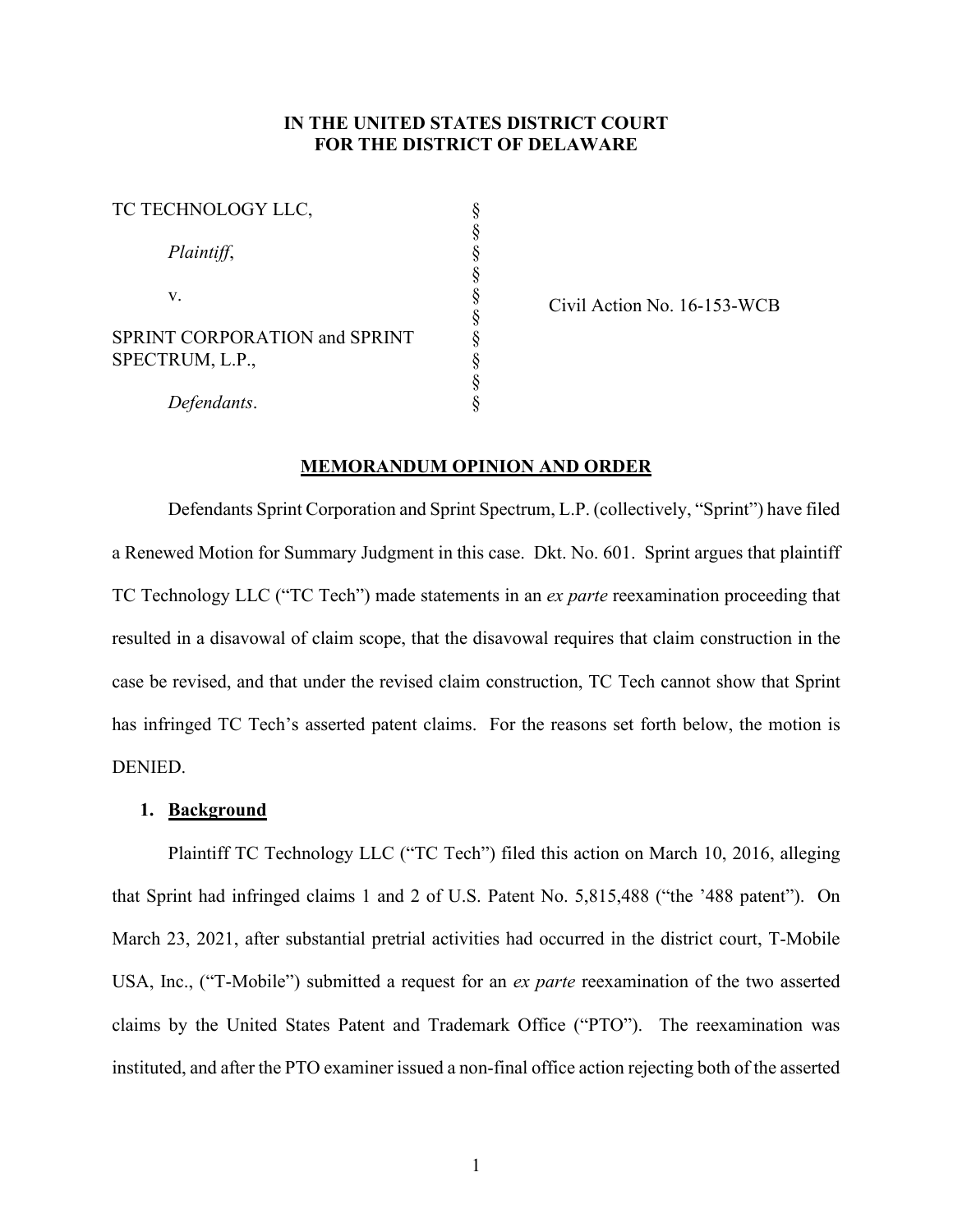**IN THE UNITED STATES DISTRICT COURT**
**FOR THE DISTRICT OF DELAWARE**

| | | |
|---|---|---|
| TC TECHNOLOGY LLC, | § | |
| | § | |
| *Plaintiff*, | § | |
| | § | |
| v. | § | Civil Action No. 16-153-WCB |
| | § | |
| SPRINT CORPORATION and SPRINT SPECTRUM, L.P., | § | |
| | § | |
| *Defendants*. | § | |

**MEMORANDUM OPINION AND ORDER**

Defendants Sprint Corporation and Sprint Spectrum, L.P. (collectively, "Sprint") have filed a Renewed Motion for Summary Judgment in this case. Dkt. No. 601. Sprint argues that plaintiff TC Technology LLC ("TC Tech") made statements in an *ex parte* reexamination proceeding that resulted in a disavowal of claim scope, that the disavowal requires that claim construction in the case be revised, and that under the revised claim construction, TC Tech cannot show that Sprint has infringed TC Tech's asserted patent claims. For the reasons set forth below, the motion is DENIED.

## 1. Background

Plaintiff TC Technology LLC ("TC Tech") filed this action on March 10, 2016, alleging that Sprint had infringed claims 1 and 2 of U.S. Patent No. 5,815,488 ("the '488 patent"). On March 23, 2021, after substantial pretrial activities had occurred in the district court, T-Mobile USA, Inc., ("T-Mobile") submitted a request for an *ex parte* reexamination of the two asserted claims by the United States Patent and Trademark Office ("PTO"). The reexamination was instituted, and after the PTO examiner issued a non-final office action rejecting both of the asserted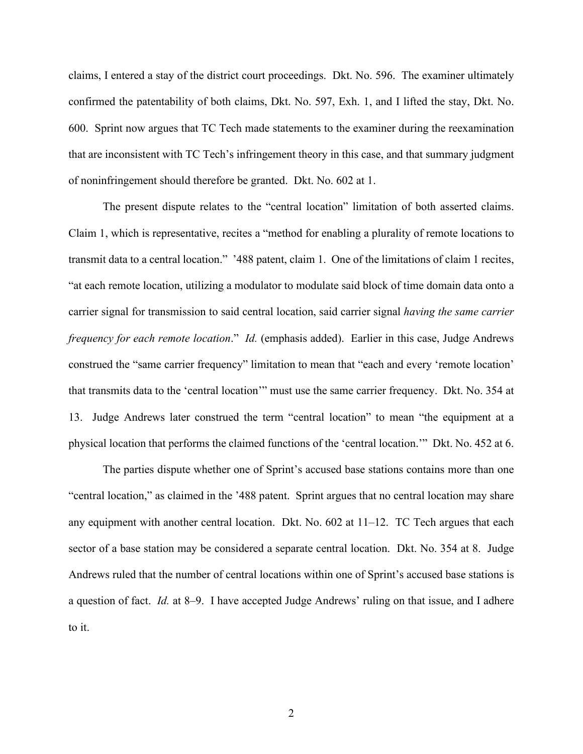claims, I entered a stay of the district court proceedings. Dkt. No. 596. The examiner ultimately confirmed the patentability of both claims, Dkt. No. 597, Exh. 1, and I lifted the stay, Dkt. No. 600. Sprint now argues that TC Tech made statements to the examiner during the reexamination that are inconsistent with TC Tech's infringement theory in this case, and that summary judgment of noninfringement should therefore be granted. Dkt. No. 602 at 1.

The present dispute relates to the "central location" limitation of both asserted claims. Claim 1, which is representative, recites a "method for enabling a plurality of remote locations to transmit data to a central location." '488 patent, claim 1. One of the limitations of claim 1 recites, "at each remote location, utilizing a modulator to modulate said block of time domain data onto a carrier signal for transmission to said central location, said carrier signal *having the same carrier frequency for each remote location*." *Id.* (emphasis added). Earlier in this case, Judge Andrews construed the "same carrier frequency" limitation to mean that "each and every 'remote location' that transmits data to the 'central location'" must use the same carrier frequency. Dkt. No. 354 at 13. Judge Andrews later construed the term "central location" to mean "the equipment at a physical location that performs the claimed functions of the 'central location.'" Dkt. No. 452 at 6.

The parties dispute whether one of Sprint's accused base stations contains more than one "central location," as claimed in the '488 patent. Sprint argues that no central location may share any equipment with another central location. Dkt. No. 602 at 11–12. TC Tech argues that each sector of a base station may be considered a separate central location. Dkt. No. 354 at 8. Judge Andrews ruled that the number of central locations within one of Sprint's accused base stations is a question of fact. *Id.* at 8–9. I have accepted Judge Andrews' ruling on that issue, and I adhere to it.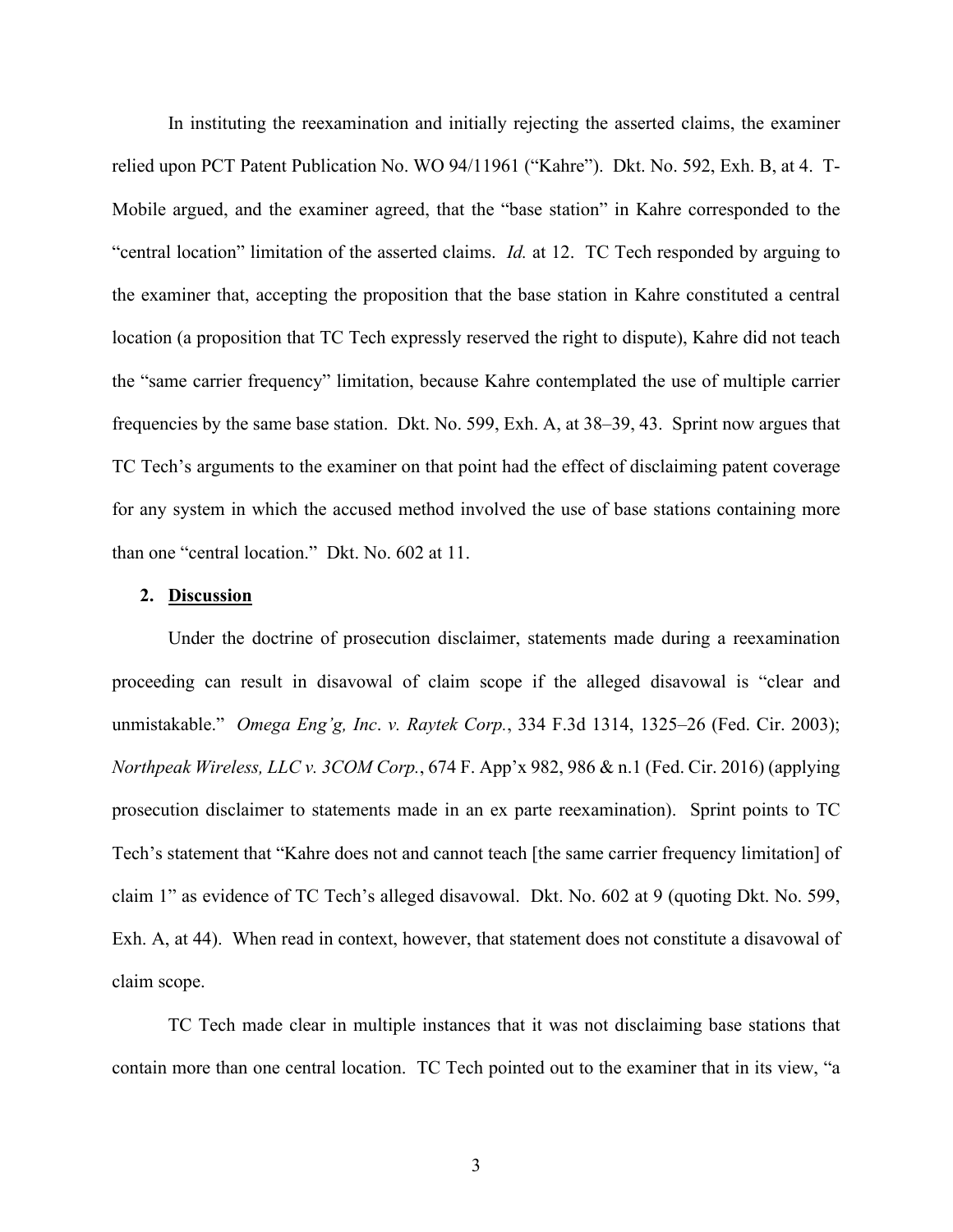In instituting the reexamination and initially rejecting the asserted claims, the examiner relied upon PCT Patent Publication No. WO 94/11961 ("Kahre"). Dkt. No. 592, Exh. B, at 4. T-Mobile argued, and the examiner agreed, that the "base station" in Kahre corresponded to the "central location" limitation of the asserted claims. *Id.* at 12. TC Tech responded by arguing to the examiner that, accepting the proposition that the base station in Kahre constituted a central location (a proposition that TC Tech expressly reserved the right to dispute), Kahre did not teach the "same carrier frequency" limitation, because Kahre contemplated the use of multiple carrier frequencies by the same base station. Dkt. No. 599, Exh. A, at 38–39, 43. Sprint now argues that TC Tech's arguments to the examiner on that point had the effect of disclaiming patent coverage for any system in which the accused method involved the use of base stations containing more than one "central location." Dkt. No. 602 at 11.

**2. <u>Discussion</u>**

Under the doctrine of prosecution disclaimer, statements made during a reexamination proceeding can result in disavowal of claim scope if the alleged disavowal is "clear and unmistakable." *Omega Eng'g, Inc. v. Raytek Corp.*, 334 F.3d 1314, 1325–26 (Fed. Cir. 2003); *Northpeak Wireless, LLC v. 3COM Corp.*, 674 F. App'x 982, 986 & n.1 (Fed. Cir. 2016) (applying prosecution disclaimer to statements made in an ex parte reexamination). Sprint points to TC Tech's statement that "Kahre does not and cannot teach [the same carrier frequency limitation] of claim 1" as evidence of TC Tech's alleged disavowal. Dkt. No. 602 at 9 (quoting Dkt. No. 599, Exh. A, at 44). When read in context, however, that statement does not constitute a disavowal of claim scope.

TC Tech made clear in multiple instances that it was not disclaiming base stations that contain more than one central location. TC Tech pointed out to the examiner that in its view, "a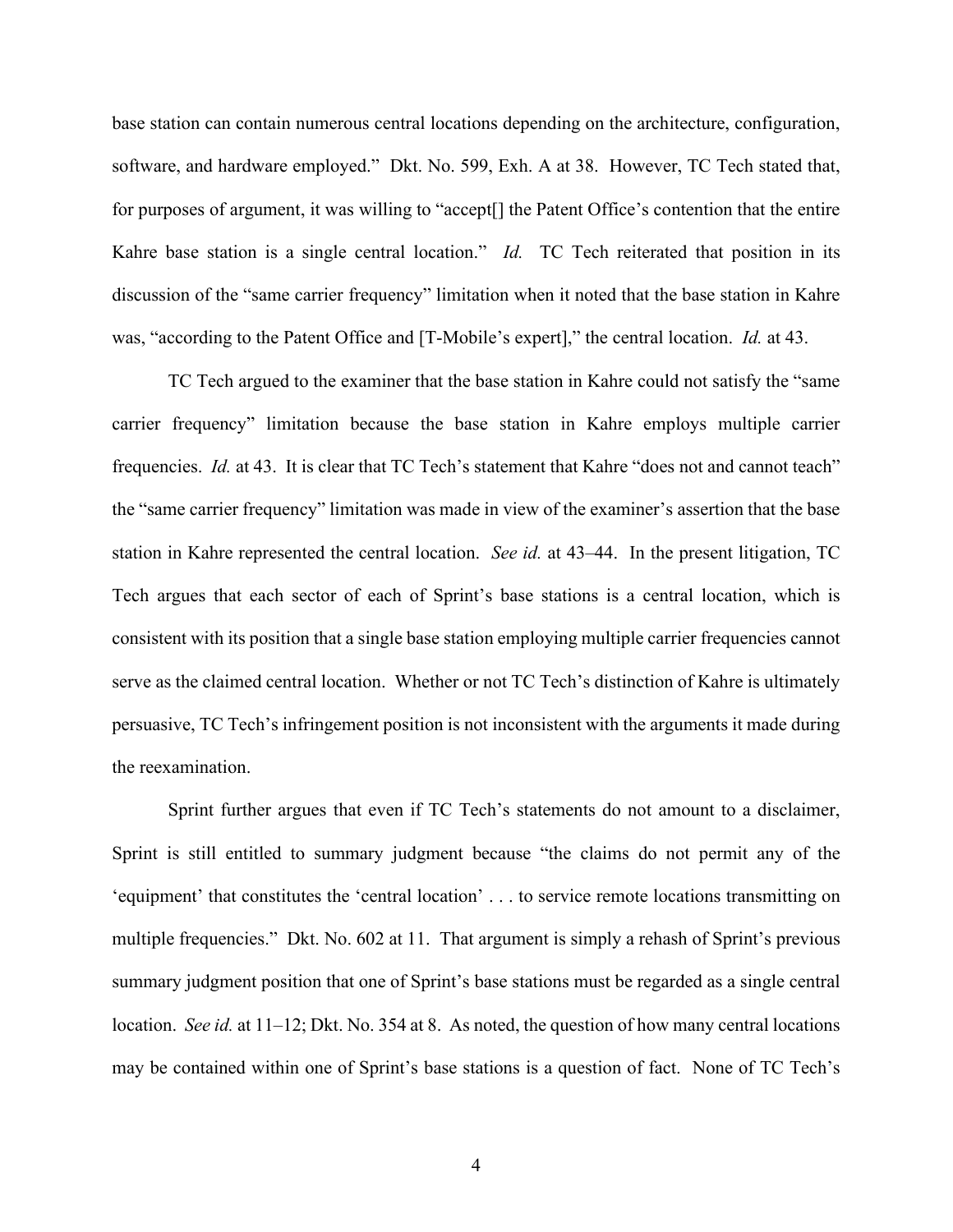base station can contain numerous central locations depending on the architecture, configuration, software, and hardware employed." Dkt. No. 599, Exh. A at 38. However, TC Tech stated that, for purposes of argument, it was willing to "accept[] the Patent Office's contention that the entire Kahre base station is a single central location." *Id.* TC Tech reiterated that position in its discussion of the "same carrier frequency" limitation when it noted that the base station in Kahre was, "according to the Patent Office and [T-Mobile's expert]," the central location. *Id.* at 43.

TC Tech argued to the examiner that the base station in Kahre could not satisfy the "same carrier frequency" limitation because the base station in Kahre employs multiple carrier frequencies. *Id.* at 43. It is clear that TC Tech's statement that Kahre "does not and cannot teach" the "same carrier frequency" limitation was made in view of the examiner's assertion that the base station in Kahre represented the central location. *See id.* at 43–44. In the present litigation, TC Tech argues that each sector of each of Sprint's base stations is a central location, which is consistent with its position that a single base station employing multiple carrier frequencies cannot serve as the claimed central location. Whether or not TC Tech's distinction of Kahre is ultimately persuasive, TC Tech's infringement position is not inconsistent with the arguments it made during the reexamination.

Sprint further argues that even if TC Tech's statements do not amount to a disclaimer, Sprint is still entitled to summary judgment because "the claims do not permit any of the 'equipment' that constitutes the 'central location' . . . to service remote locations transmitting on multiple frequencies." Dkt. No. 602 at 11. That argument is simply a rehash of Sprint's previous summary judgment position that one of Sprint's base stations must be regarded as a single central location. *See id.* at 11–12; Dkt. No. 354 at 8. As noted, the question of how many central locations may be contained within one of Sprint's base stations is a question of fact. None of TC Tech's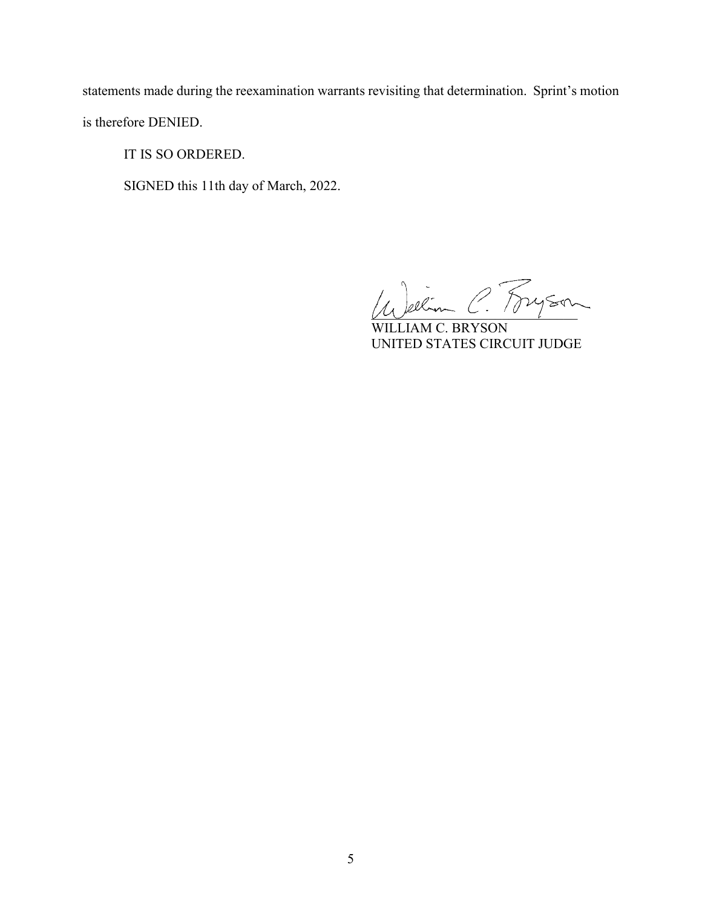statements made during the reexamination warrants revisiting that determination. Sprint's motion is therefore DENIED.

IT IS SO ORDERED.

SIGNED this 11th day of March, 2022.

WILLIAM C. BRYSON
UNITED STATES CIRCUIT JUDGE